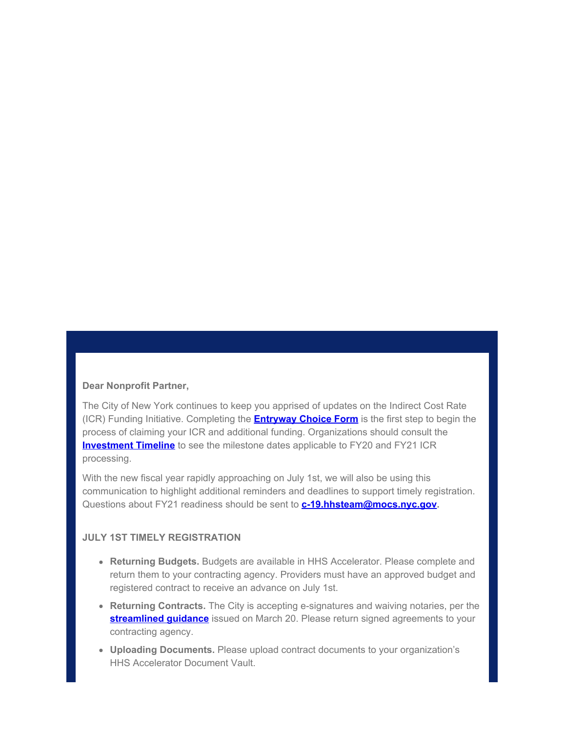**Dear Nonprofit Partner,**

The City of New York continues to keep you apprised of updates on the Indirect Cost Rate (ICR) Funding Initiative. Completing the **Entryway Choice Form** is the first step to begin the process of claiming your ICR and additional funding. Organizations should consult the **Investment Timeline** to see the milestone dates applicable to FY20 and FY21 ICR processing.

With the new fiscal year rapidly approaching on July 1st, we will also be using this communication to highlight additional reminders and deadlines to support timely registration. Questions about FY21 readiness should be sent to **c-19.hhsteam@mocs.nyc.gov**.

**JULY 1ST TIMELY REGISTRATION**

- **Returning Budgets.** Budgets are available in HHS Accelerator. Please complete and return them to your contracting agency. Providers must have an approved budget and registered contract to receive an advance on July 1st.
- **Returning Contracts.** The City is accepting e-signatures and waiving notaries, per the **streamlined guidance** issued on March 20. Please return signed agreements to your contracting agency.
- **Uploading Documents.** Please upload contract documents to your organization's HHS Accelerator Document Vault.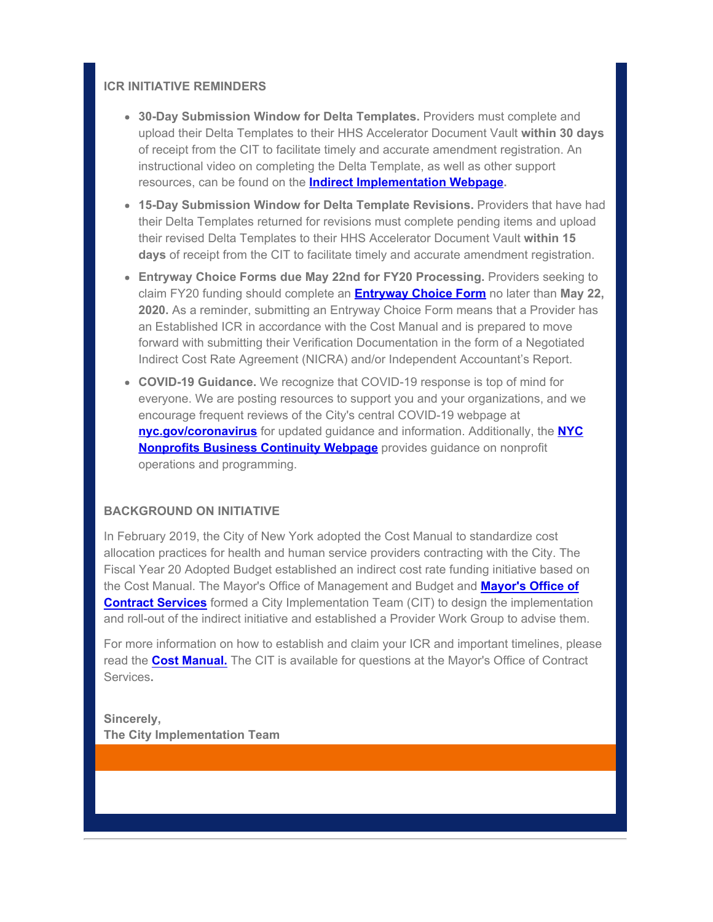## ICR INITIATIVE REMINDERS

- **30-Day Submission Window for Delta Templates.** Providers must complete and upload their Delta Templates to their HHS Accelerator Document Vault **within 30 days** of receipt from the CIT to facilitate timely and accurate amendment registration. An instructional video on completing the Delta Template, as well as other support resources, can be found on the **Indirect Implementation Webpage**.
- **15-Day Submission Window for Delta Template Revisions.** Providers that have had their Delta Templates returned for revisions must complete pending items and upload their revised Delta Templates to their HHS Accelerator Document Vault **within 15 days** of receipt from the CIT to facilitate timely and accurate amendment registration.
- **Entryway Choice Forms due May 22nd for FY20 Processing.** Providers seeking to claim FY20 funding should complete an **Entryway Choice Form** no later than **May 22, 2020.** As a reminder, submitting an Entryway Choice Form means that a Provider has an Established ICR in accordance with the Cost Manual and is prepared to move forward with submitting their Verification Documentation in the form of a Negotiated Indirect Cost Rate Agreement (NICRA) and/or Independent Accountant's Report.
- **COVID-19 Guidance.** We recognize that COVID-19 response is top of mind for everyone. We are posting resources to support you and your organizations, and we encourage frequent reviews of the City's central COVID-19 webpage at **nyc.gov/coronavirus** for updated guidance and information. Additionally, the **NYC Nonprofits Business Continuity Webpage** provides guidance on nonprofit operations and programming.

## BACKGROUND ON INITIATIVE

In February 2019, the City of New York adopted the Cost Manual to standardize cost allocation practices for health and human service providers contracting with the City. The Fiscal Year 20 Adopted Budget established an indirect cost rate funding initiative based on the Cost Manual. The Mayor's Office of Management and Budget and **Mayor's Office of Contract Services** formed a City Implementation Team (CIT) to design the implementation and roll-out of the indirect initiative and established a Provider Work Group to advise them.

For more information on how to establish and claim your ICR and important timelines, please read the **Cost Manual.** The CIT is available for questions at the Mayor's Office of Contract Services.

**Sincerely,**
**The City Implementation Team**